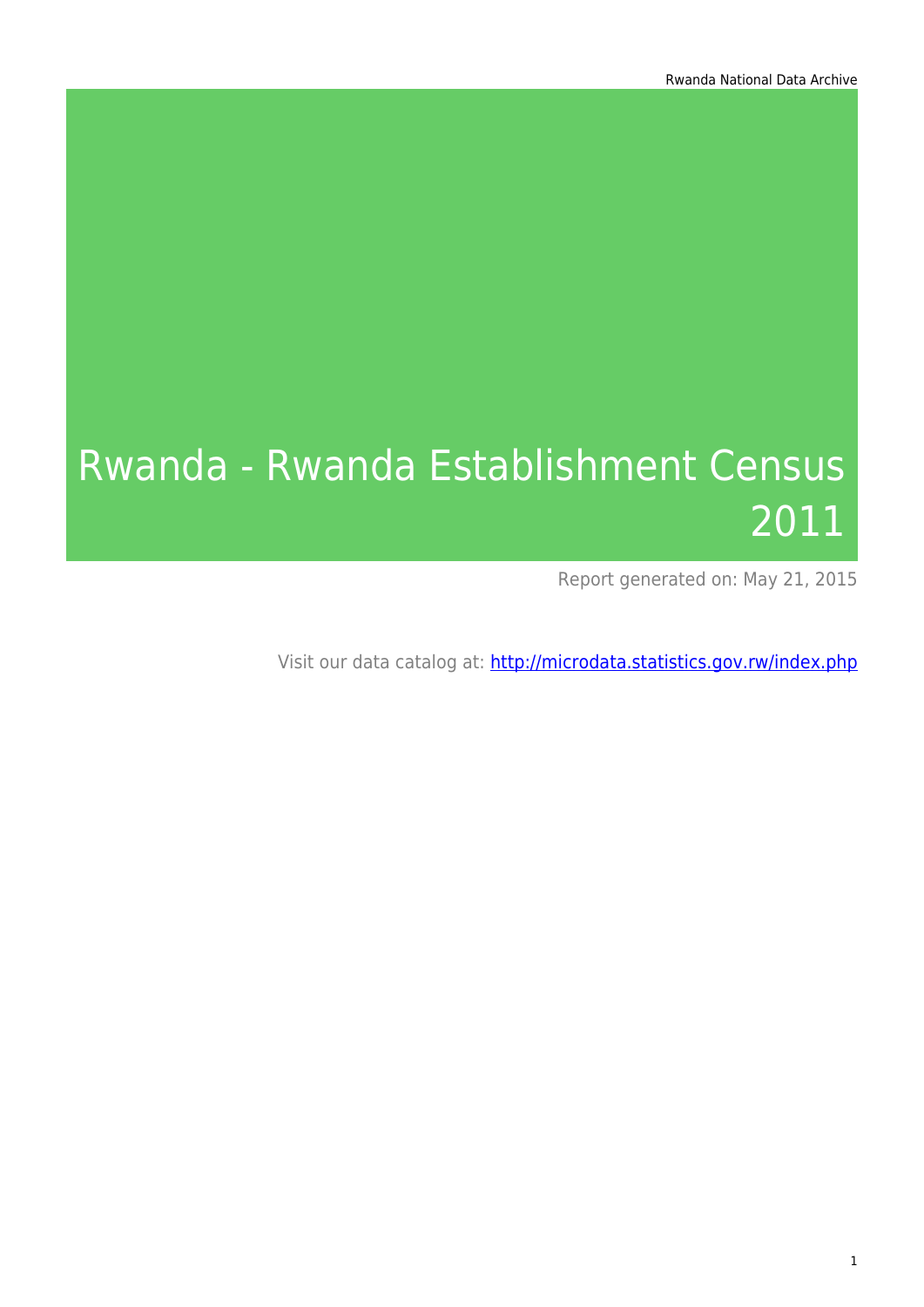# Rwanda - Rwanda Establishment Census 2011

Report generated on: May 21, 2015

Visit our data catalog at: http://microdata.statistics.gov.rw/index.php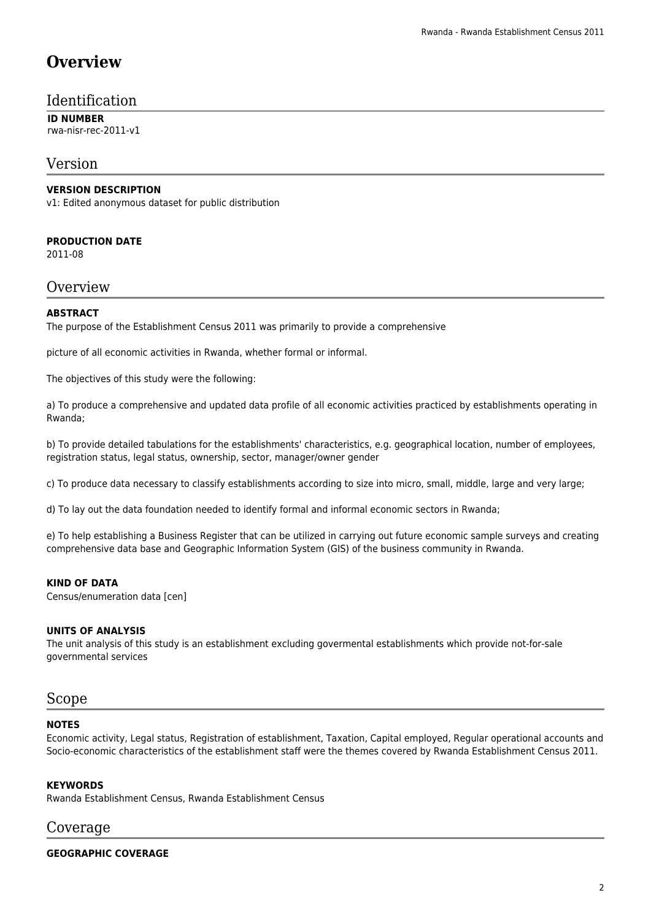# Overview

## Identification

**ID NUMBER**
rwa-nisr-rec-2011-v1

## Version

**VERSION DESCRIPTION**
v1: Edited anonymous dataset for public distribution

**PRODUCTION DATE**
2011-08

## Overview

**ABSTRACT**
The purpose of the Establishment Census 2011 was primarily to provide a comprehensive

picture of all economic activities in Rwanda, whether formal or informal.

The objectives of this study were the following:

a) To produce a comprehensive and updated data profile of all economic activities practiced by establishments operating in Rwanda;

b) To provide detailed tabulations for the establishments' characteristics, e.g. geographical location, number of employees, registration status, legal status, ownership, sector, manager/owner gender

c) To produce data necessary to classify establishments according to size into micro, small, middle, large and very large;

d) To lay out the data foundation needed to identify formal and informal economic sectors in Rwanda;

e) To help establishing a Business Register that can be utilized in carrying out future economic sample surveys and creating comprehensive data base and Geographic Information System (GIS) of the business community in Rwanda.

**KIND OF DATA**
Census/enumeration data [cen]

**UNITS OF ANALYSIS**
The unit analysis of this study is an establishment excluding govermental establishments which provide not-for-sale governmental services

## Scope

**NOTES**
Economic activity, Legal status, Registration of establishment, Taxation, Capital employed, Regular operational accounts and Socio-economic characteristics of the establishment staff were the themes covered by Rwanda Establishment Census 2011.

**KEYWORDS**
Rwanda Establishment Census, Rwanda Establishment Census

## Coverage

**GEOGRAPHIC COVERAGE**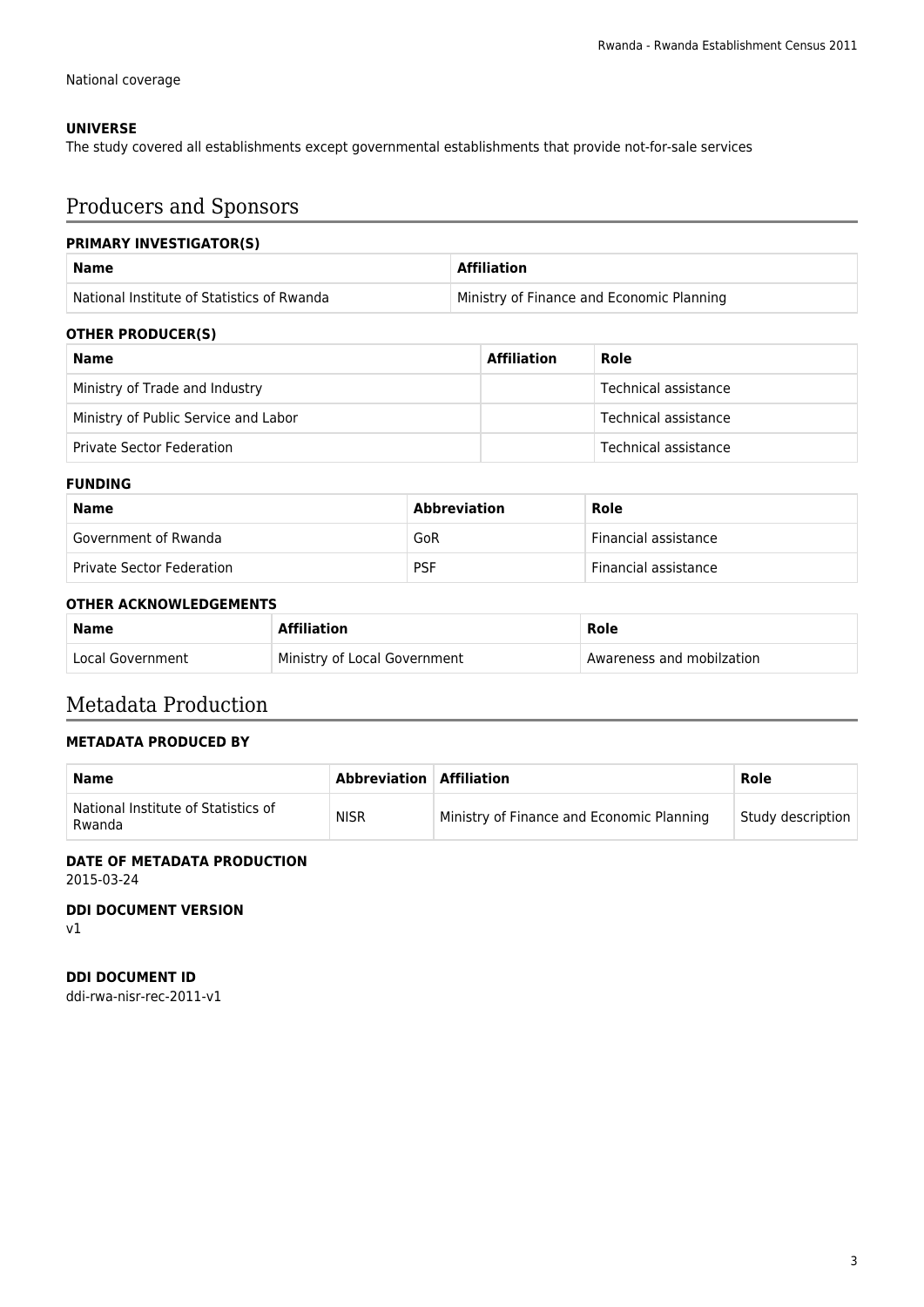National coverage

**UNIVERSE**

The study covered all establishments except governmental establishments that provide not-for-sale services

# Producers and Sponsors

**PRIMARY INVESTIGATOR(S)**

| Name | Affiliation |
|---|---|
| National Institute of Statistics of Rwanda | Ministry of Finance and Economic Planning |

**OTHER PRODUCER(S)**

| Name | Affiliation | Role |
|---|---|---|
| Ministry of Trade and Industry | | Technical assistance |
| Ministry of Public Service and Labor | | Technical assistance |
| Private Sector Federation | | Technical assistance |

**FUNDING**

| Name | Abbreviation | Role |
|---|---|---|
| Government of Rwanda | GoR | Financial assistance |
| Private Sector Federation | PSF | Financial assistance |

**OTHER ACKNOWLEDGEMENTS**

| Name | Affiliation | Role |
|---|---|---|
| Local Government | Ministry of Local Government | Awareness and mobilzation |

# Metadata Production

**METADATA PRODUCED BY**

| Name | Abbreviation | Affiliation | Role |
|---|---|---|---|
| National Institute of Statistics of Rwanda | NISR | Ministry of Finance and Economic Planning | Study description |

**DATE OF METADATA PRODUCTION**

2015-03-24

**DDI DOCUMENT VERSION**

v1

**DDI DOCUMENT ID**

ddi-rwa-nisr-rec-2011-v1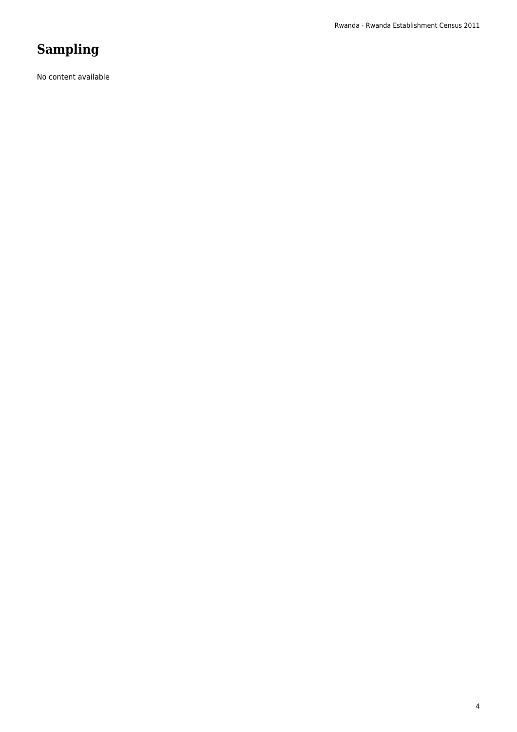# Sampling

No content available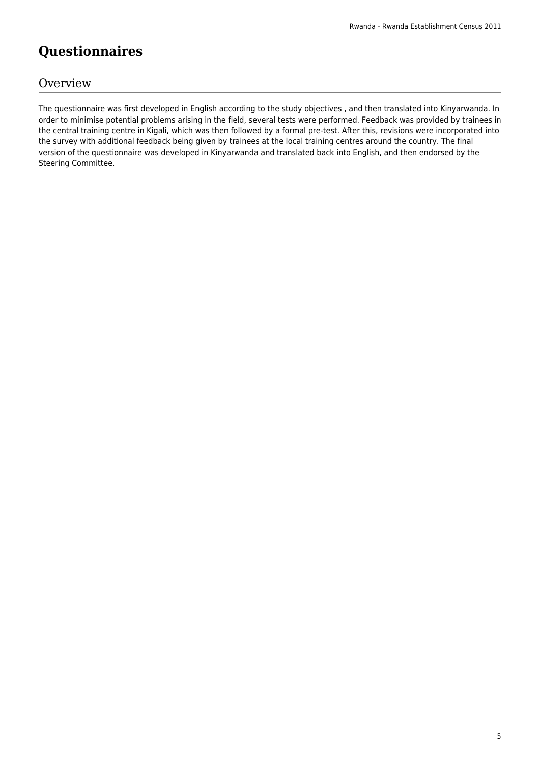# Questionnaires

## Overview

The questionnaire was first developed in English according to the study objectives , and then translated into Kinyarwanda. In order to minimise potential problems arising in the field, several tests were performed. Feedback was provided by trainees in the central training centre in Kigali, which was then followed by a formal pre-test. After this, revisions were incorporated into the survey with additional feedback being given by trainees at the local training centres around the country. The final version of the questionnaire was developed in Kinyarwanda and translated back into English, and then endorsed by the Steering Committee.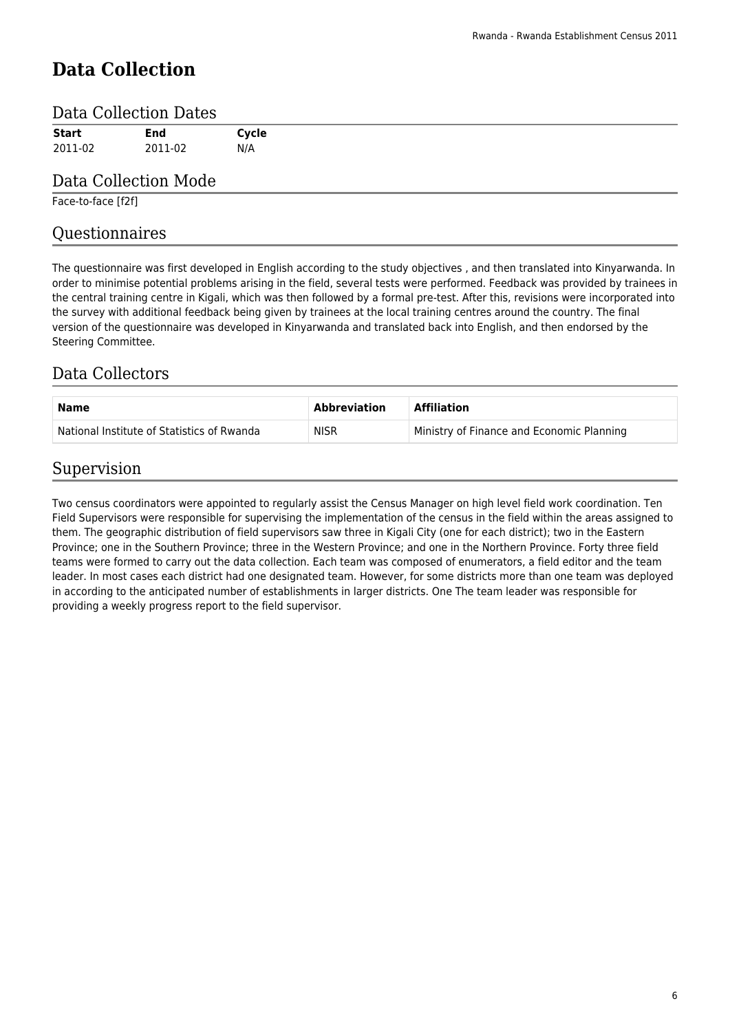# Data Collection

## Data Collection Dates

| Start | End | Cycle |
| --- | --- | --- |
| 2011-02 | 2011-02 | N/A |

## Data Collection Mode

Face-to-face [f2f]

## Questionnaires

The questionnaire was first developed in English according to the study objectives , and then translated into Kinyarwanda. In order to minimise potential problems arising in the field, several tests were performed. Feedback was provided by trainees in the central training centre in Kigali, which was then followed by a formal pre-test. After this, revisions were incorporated into the survey with additional feedback being given by trainees at the local training centres around the country. The final version of the questionnaire was developed in Kinyarwanda and translated back into English, and then endorsed by the Steering Committee.

## Data Collectors

| Name | Abbreviation | Affiliation |
| --- | --- | --- |
| National Institute of Statistics of Rwanda | NISR | Ministry of Finance and Economic Planning |

## Supervision

Two census coordinators were appointed to regularly assist the Census Manager on high level field work coordination. Ten Field Supervisors were responsible for supervising the implementation of the census in the field within the areas assigned to them. The geographic distribution of field supervisors saw three in Kigali City (one for each district); two in the Eastern Province; one in the Southern Province; three in the Western Province; and one in the Northern Province. Forty three field teams were formed to carry out the data collection. Each team was composed of enumerators, a field editor and the team leader. In most cases each district had one designated team. However, for some districts more than one team was deployed in according to the anticipated number of establishments in larger districts. One The team leader was responsible for providing a weekly progress report to the field supervisor.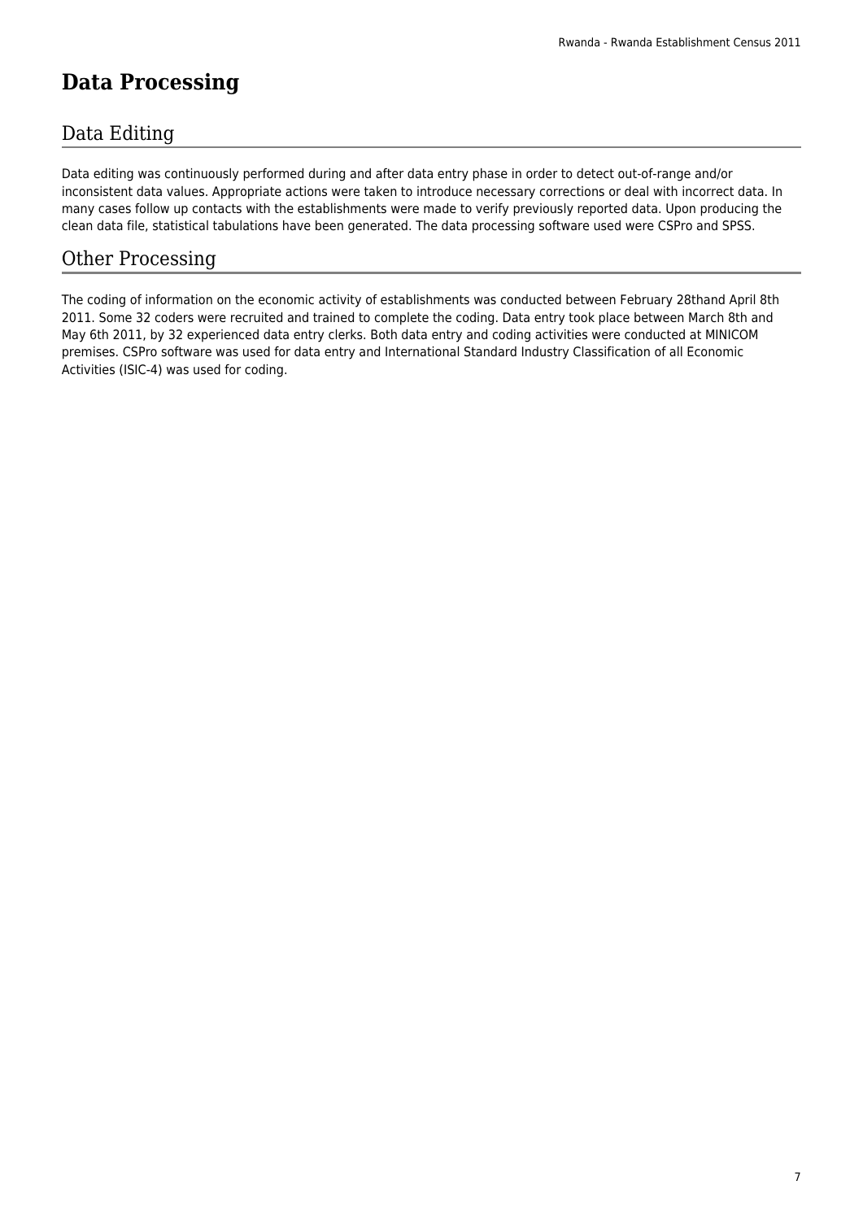# Data Processing

## Data Editing

Data editing was continuously performed during and after data entry phase in order to detect out-of-range and/or inconsistent data values. Appropriate actions were taken to introduce necessary corrections or deal with incorrect data. In many cases follow up contacts with the establishments were made to verify previously reported data. Upon producing the clean data file, statistical tabulations have been generated. The data processing software used were CSPro and SPSS.

## Other Processing

The coding of information on the economic activity of establishments was conducted between February 28thand April 8th 2011. Some 32 coders were recruited and trained to complete the coding. Data entry took place between March 8th and May 6th 2011, by 32 experienced data entry clerks. Both data entry and coding activities were conducted at MINICOM premises. CSPro software was used for data entry and International Standard Industry Classification of all Economic Activities (ISIC-4) was used for coding.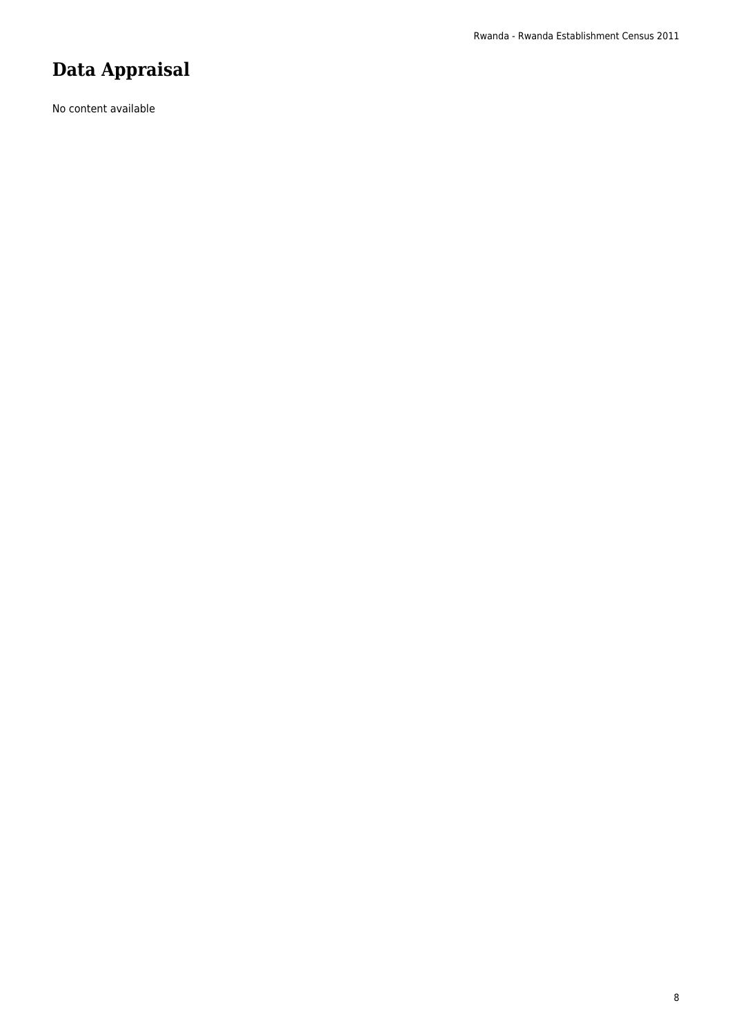# Data Appraisal

No content available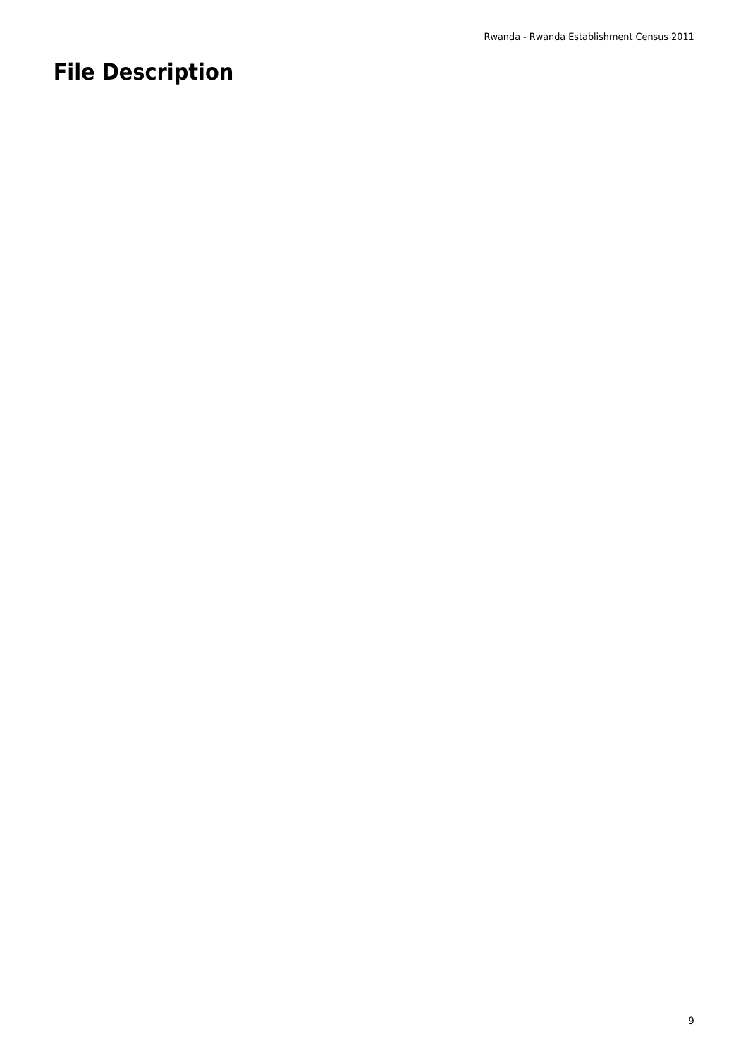# File Description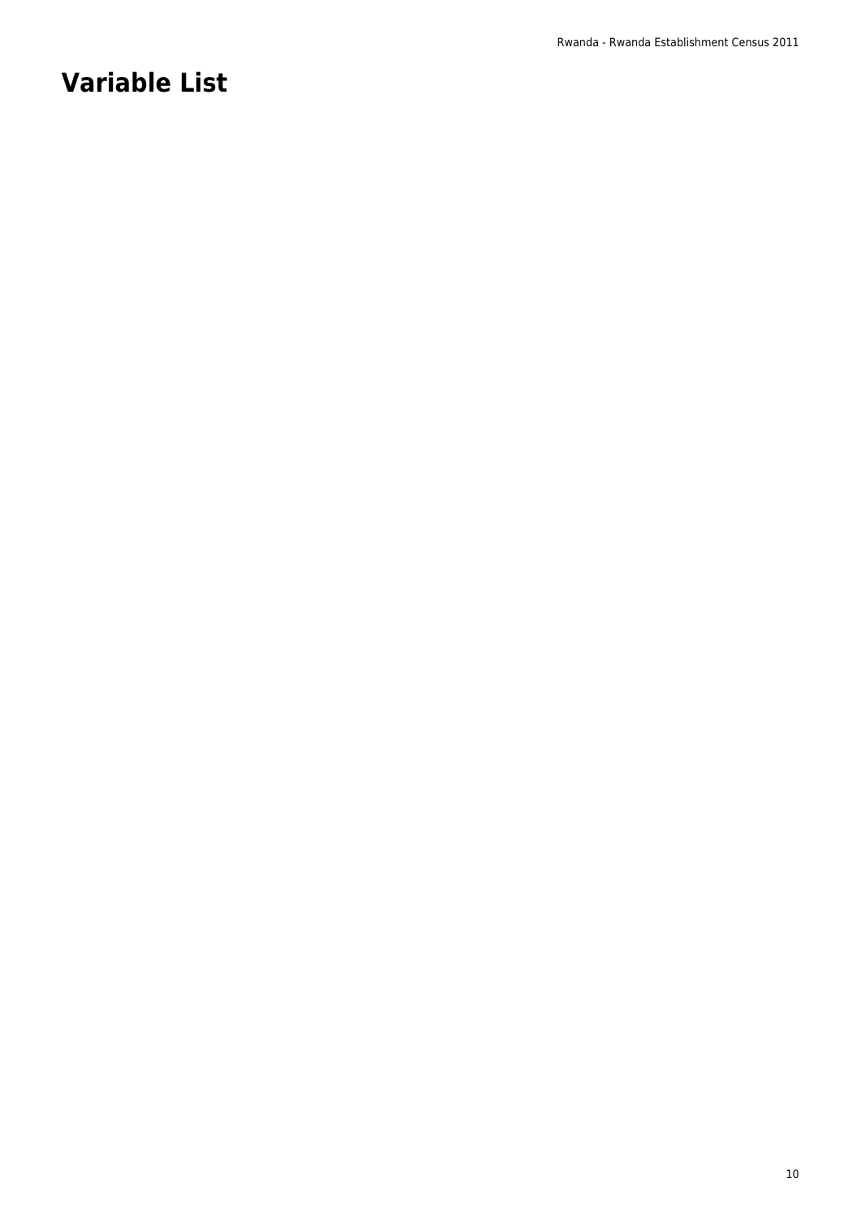# Variable List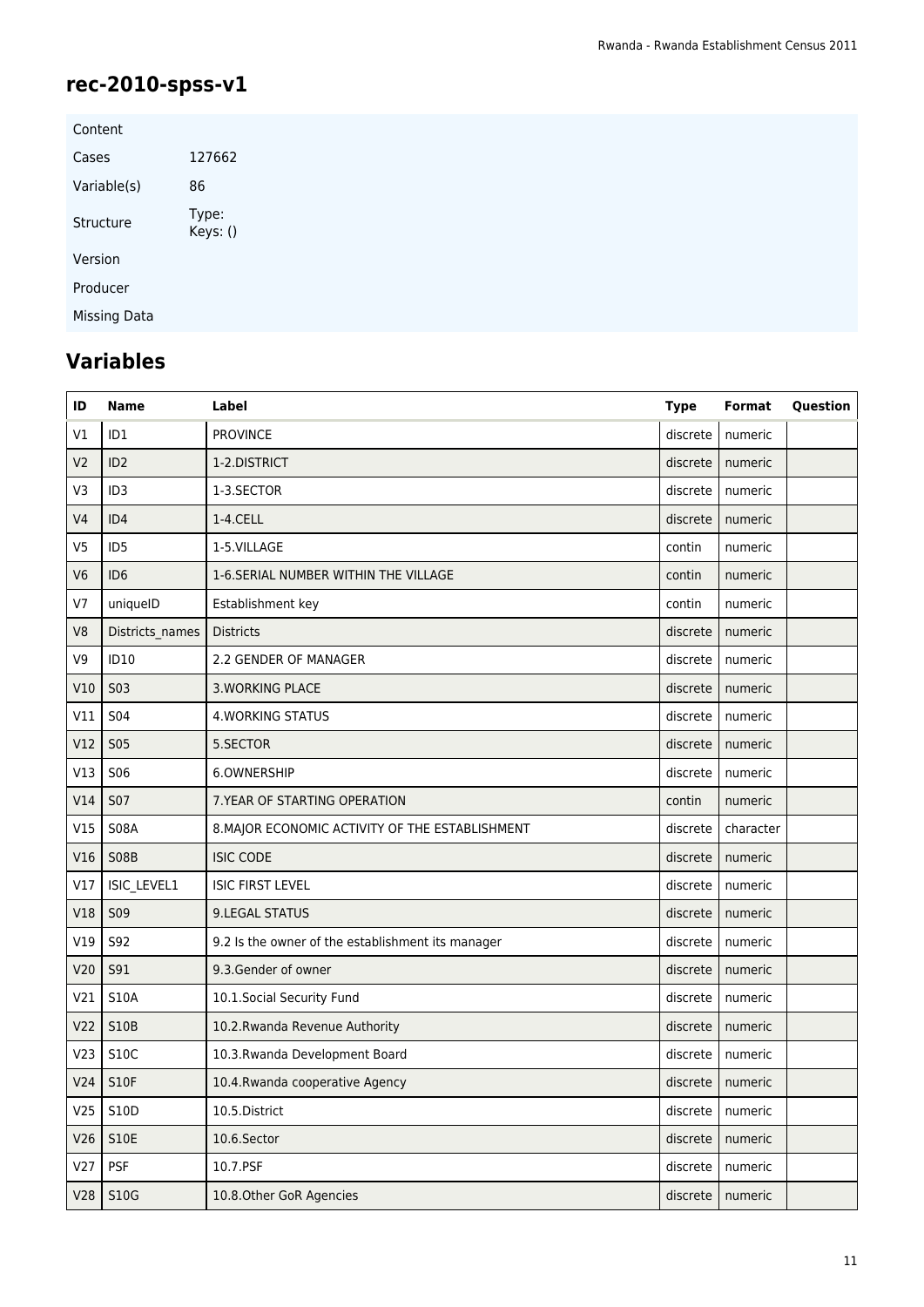## rec-2010-spss-v1

| Content | |
|---|---|
| Cases | 127662 |
| Variable(s) | 86 |
| Structure | Type:<br>Keys: () |
| Version | |
| Producer | |
| Missing Data | |

## Variables

| ID | Name | Label | Type | Format | Question |
|---|---|---|---|---|---|
| V1 | ID1 | PROVINCE | discrete | numeric | |
| V2 | ID2 | 1-2.DISTRICT | discrete | numeric | |
| V3 | ID3 | 1-3.SECTOR | discrete | numeric | |
| V4 | ID4 | 1-4.CELL | discrete | numeric | |
| V5 | ID5 | 1-5.VILLAGE | contin | numeric | |
| V6 | ID6 | 1-6.SERIAL NUMBER WITHIN THE VILLAGE | contin | numeric | |
| V7 | uniqueID | Establishment key | contin | numeric | |
| V8 | Districts_names | Districts | discrete | numeric | |
| V9 | ID10 | 2.2 GENDER OF MANAGER | discrete | numeric | |
| V10 | S03 | 3.WORKING PLACE | discrete | numeric | |
| V11 | S04 | 4.WORKING STATUS | discrete | numeric | |
| V12 | S05 | 5.SECTOR | discrete | numeric | |
| V13 | S06 | 6.OWNERSHIP | discrete | numeric | |
| V14 | S07 | 7.YEAR OF STARTING OPERATION | contin | numeric | |
| V15 | S08A | 8.MAJOR ECONOMIC ACTIVITY OF THE ESTABLISHMENT | discrete | character | |
| V16 | S08B | ISIC CODE | discrete | numeric | |
| V17 | ISIC_LEVEL1 | ISIC FIRST LEVEL | discrete | numeric | |
| V18 | S09 | 9.LEGAL STATUS | discrete | numeric | |
| V19 | S92 | 9.2 Is the owner of the establishment its manager | discrete | numeric | |
| V20 | S91 | 9.3.Gender of owner | discrete | numeric | |
| V21 | S10A | 10.1.Social Security Fund | discrete | numeric | |
| V22 | S10B | 10.2.Rwanda Revenue Authority | discrete | numeric | |
| V23 | S10C | 10.3.Rwanda Development Board | discrete | numeric | |
| V24 | S10F | 10.4.Rwanda cooperative Agency | discrete | numeric | |
| V25 | S10D | 10.5.District | discrete | numeric | |
| V26 | S10E | 10.6.Sector | discrete | numeric | |
| V27 | PSF | 10.7.PSF | discrete | numeric | |
| V28 | S10G | 10.8.Other GoR Agencies | discrete | numeric | |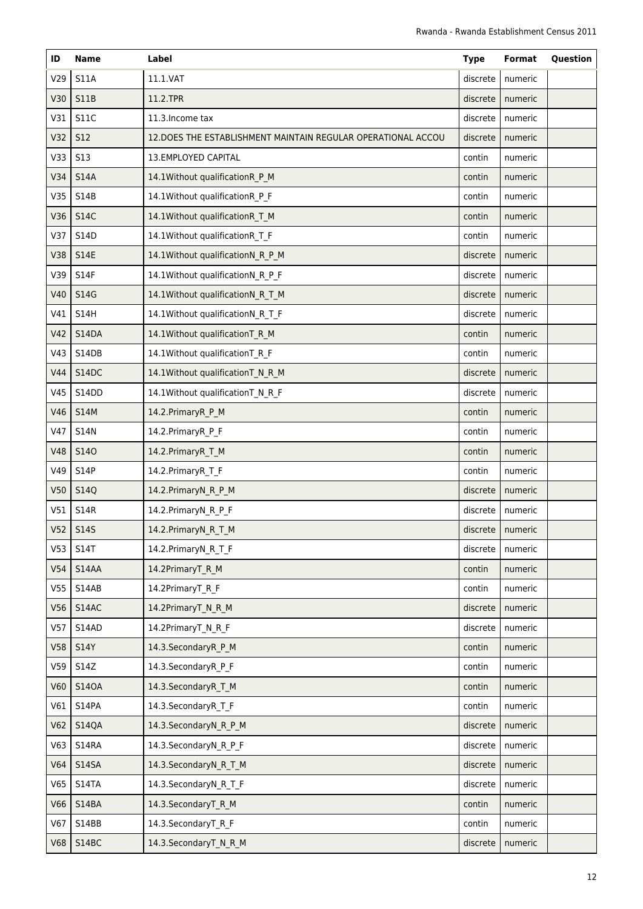| ID | Name | Label | Type | Format | Question |
|---|---|---|---|---|---|
| V29 | S11A | 11.1.VAT | discrete | numeric | |
| V30 | S11B | 11.2.TPR | discrete | numeric | |
| V31 | S11C | 11.3.Income tax | discrete | numeric | |
| V32 | S12 | 12.DOES THE ESTABLISHMENT MAINTAIN REGULAR OPERATIONAL ACCOU | discrete | numeric | |
| V33 | S13 | 13.EMPLOYED CAPITAL | contin | numeric | |
| V34 | S14A | 14.1Without qualificationR_P_M | contin | numeric | |
| V35 | S14B | 14.1Without qualificationR_P_F | contin | numeric | |
| V36 | S14C | 14.1Without qualificationR_T_M | contin | numeric | |
| V37 | S14D | 14.1Without qualificationR_T_F | contin | numeric | |
| V38 | S14E | 14.1Without qualificationN_R_P_M | discrete | numeric | |
| V39 | S14F | 14.1Without qualificationN_R_P_F | discrete | numeric | |
| V40 | S14G | 14.1Without qualificationN_R_T_M | discrete | numeric | |
| V41 | S14H | 14.1Without qualificationN_R_T_F | discrete | numeric | |
| V42 | S14DA | 14.1Without qualificationT_R_M | contin | numeric | |
| V43 | S14DB | 14.1Without qualificationT_R_F | contin | numeric | |
| V44 | S14DC | 14.1Without qualificationT_N_R_M | discrete | numeric | |
| V45 | S14DD | 14.1Without qualificationT_N_R_F | discrete | numeric | |
| V46 | S14M | 14.2.PrimaryR_P_M | contin | numeric | |
| V47 | S14N | 14.2.PrimaryR_P_F | contin | numeric | |
| V48 | S14O | 14.2.PrimaryR_T_M | contin | numeric | |
| V49 | S14P | 14.2.PrimaryR_T_F | contin | numeric | |
| V50 | S14Q | 14.2.PrimaryN_R_P_M | discrete | numeric | |
| V51 | S14R | 14.2.PrimaryN_R_P_F | discrete | numeric | |
| V52 | S14S | 14.2.PrimaryN_R_T_M | discrete | numeric | |
| V53 | S14T | 14.2.PrimaryN_R_T_F | discrete | numeric | |
| V54 | S14AA | 14.2PrimaryT_R_M | contin | numeric | |
| V55 | S14AB | 14.2PrimaryT_R_F | contin | numeric | |
| V56 | S14AC | 14.2PrimaryT_N_R_M | discrete | numeric | |
| V57 | S14AD | 14.2PrimaryT_N_R_F | discrete | numeric | |
| V58 | S14Y | 14.3.SecondaryR_P_M | contin | numeric | |
| V59 | S14Z | 14.3.SecondaryR_P_F | contin | numeric | |
| V60 | S14OA | 14.3.SecondaryR_T_M | contin | numeric | |
| V61 | S14PA | 14.3.SecondaryR_T_F | contin | numeric | |
| V62 | S14QA | 14.3.SecondaryN_R_P_M | discrete | numeric | |
| V63 | S14RA | 14.3.SecondaryN_R_P_F | discrete | numeric | |
| V64 | S14SA | 14.3.SecondaryN_R_T_M | discrete | numeric | |
| V65 | S14TA | 14.3.SecondaryN_R_T_F | discrete | numeric | |
| V66 | S14BA | 14.3.SecondaryT_R_M | contin | numeric | |
| V67 | S14BB | 14.3.SecondaryT_R_F | contin | numeric | |
| V68 | S14BC | 14.3.SecondaryT_N_R_M | discrete | numeric | |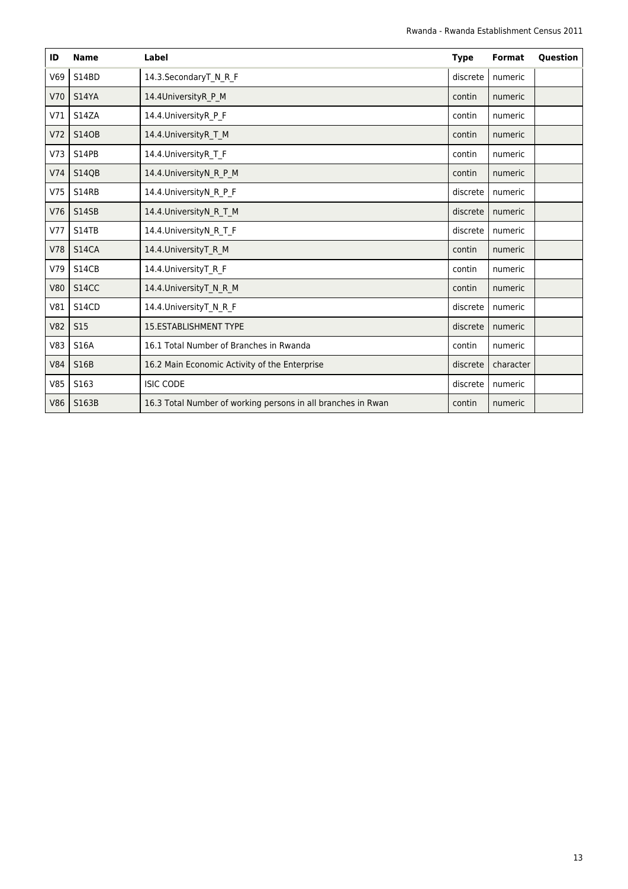| ID | Name | Label | Type | Format | Question |
| --- | --- | --- | --- | --- | --- |
| V69 | S14BD | 14.3.SecondaryT_N_R_F | discrete | numeric | |
| V70 | S14YA | 14.4UniversityR_P_M | contin | numeric | |
| V71 | S14ZA | 14.4.UniversityR_P_F | contin | numeric | |
| V72 | S14OB | 14.4.UniversityR_T_M | contin | numeric | |
| V73 | S14PB | 14.4.UniversityR_T_F | contin | numeric | |
| V74 | S14QB | 14.4.UniversityN_R_P_M | contin | numeric | |
| V75 | S14RB | 14.4.UniversityN_R_P_F | discrete | numeric | |
| V76 | S14SB | 14.4.UniversityN_R_T_M | discrete | numeric | |
| V77 | S14TB | 14.4.UniversityN_R_T_F | discrete | numeric | |
| V78 | S14CA | 14.4.UniversityT_R_M | contin | numeric | |
| V79 | S14CB | 14.4.UniversityT_R_F | contin | numeric | |
| V80 | S14CC | 14.4.UniversityT_N_R_M | contin | numeric | |
| V81 | S14CD | 14.4.UniversityT_N_R_F | discrete | numeric | |
| V82 | S15 | 15.ESTABLISHMENT TYPE | discrete | numeric | |
| V83 | S16A | 16.1 Total Number of Branches in Rwanda | contin | numeric | |
| V84 | S16B | 16.2 Main Economic Activity of the Enterprise | discrete | character | |
| V85 | S163 | ISIC CODE | discrete | numeric | |
| V86 | S163B | 16.3 Total Number of working persons in all branches in Rwan | contin | numeric | |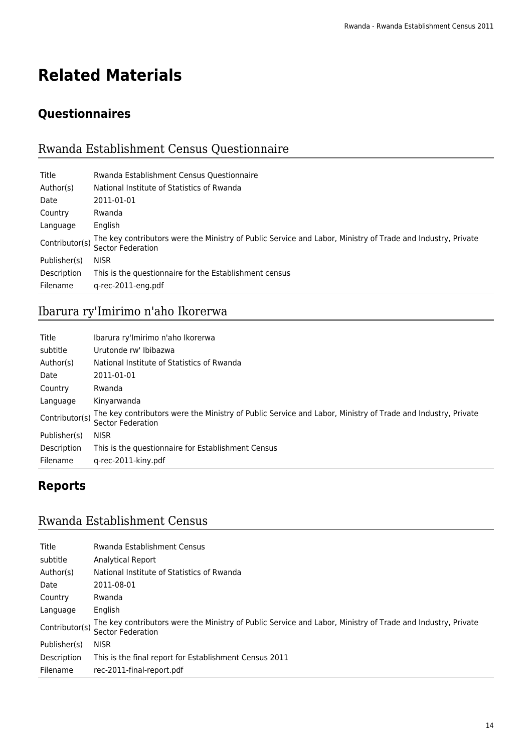# Related Materials

## Questionnaires

### Rwanda Establishment Census Questionnaire

| | |
|---|---|
| Title | Rwanda Establishment Census Questionnaire |
| Author(s) | National Institute of Statistics of Rwanda |
| Date | 2011-01-01 |
| Country | Rwanda |
| Language | English |
| Contributor(s) | The key contributors were the Ministry of Public Service and Labor, Ministry of Trade and Industry, Private Sector Federation |
| Publisher(s) | NISR |
| Description | This is the questionnaire for the Establishment census |
| Filename | q-rec-2011-eng.pdf |

### Ibarura ry'Imirimo n'aho Ikorerwa

| | |
|---|---|
| Title | Ibarura ry'Imirimo n'aho Ikorerwa |
| subtitle | Urutonde rw' Ibibazwa |
| Author(s) | National Institute of Statistics of Rwanda |
| Date | 2011-01-01 |
| Country | Rwanda |
| Language | Kinyarwanda |
| Contributor(s) | The key contributors were the Ministry of Public Service and Labor, Ministry of Trade and Industry, Private Sector Federation |
| Publisher(s) | NISR |
| Description | This is the questionnaire for Establishment Census |
| Filename | q-rec-2011-kiny.pdf |

## Reports

### Rwanda Establishment Census

| | |
|---|---|
| Title | Rwanda Establishment Census |
| subtitle | Analytical Report |
| Author(s) | National Institute of Statistics of Rwanda |
| Date | 2011-08-01 |
| Country | Rwanda |
| Language | English |
| Contributor(s) | The key contributors were the Ministry of Public Service and Labor, Ministry of Trade and Industry, Private Sector Federation |
| Publisher(s) | NISR |
| Description | This is the final report for Establishment Census 2011 |
| Filename | rec-2011-final-report.pdf |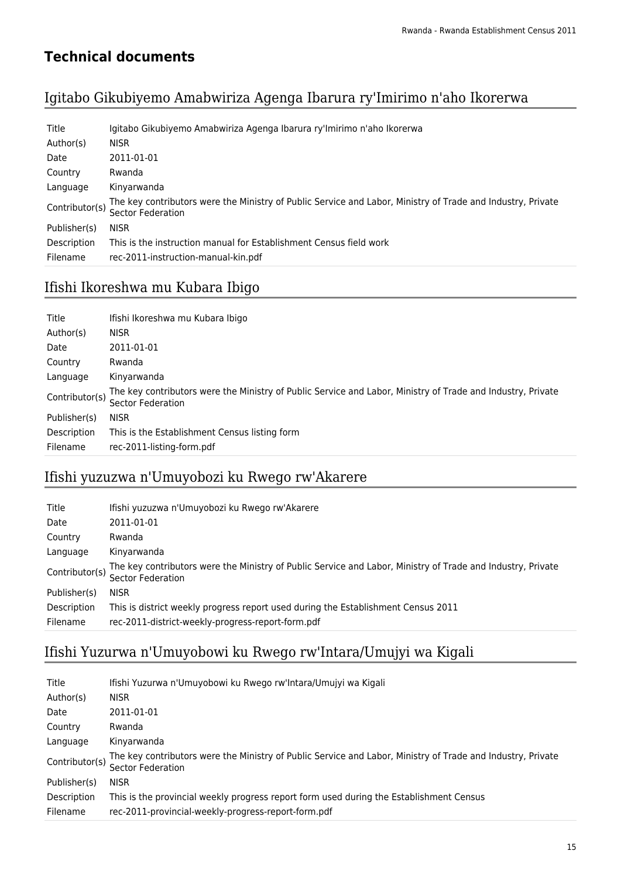## Technical documents

### Igitabo Gikubiyemo Amabwiriza Agenga Ibarura ry'Imirimo n'aho Ikorerwa

| | |
|---|---|
| Title | Igitabo Gikubiyemo Amabwiriza Agenga Ibarura ry'Imirimo n'aho Ikorerwa |
| Author(s) | NISR |
| Date | 2011-01-01 |
| Country | Rwanda |
| Language | Kinyarwanda |
| Contributor(s) | The key contributors were the Ministry of Public Service and Labor, Ministry of Trade and Industry, Private Sector Federation |
| Publisher(s) | NISR |
| Description | This is the instruction manual for Establishment Census field work |
| Filename | rec-2011-instruction-manual-kin.pdf |

### Ifishi Ikoreshwa mu Kubara Ibigo

| | |
|---|---|
| Title | Ifishi Ikoreshwa mu Kubara Ibigo |
| Author(s) | NISR |
| Date | 2011-01-01 |
| Country | Rwanda |
| Language | Kinyarwanda |
| Contributor(s) | The key contributors were the Ministry of Public Service and Labor, Ministry of Trade and Industry, Private Sector Federation |
| Publisher(s) | NISR |
| Description | This is the Establishment Census listing form |
| Filename | rec-2011-listing-form.pdf |

### Ifishi yuzuzwa n'Umuyobozi ku Rwego rw'Akarere

| | |
|---|---|
| Title | Ifishi yuzuzwa n'Umuyobozi ku Rwego rw'Akarere |
| Date | 2011-01-01 |
| Country | Rwanda |
| Language | Kinyarwanda |
| Contributor(s) | The key contributors were the Ministry of Public Service and Labor, Ministry of Trade and Industry, Private Sector Federation |
| Publisher(s) | NISR |
| Description | This is district weekly progress report used during the Establishment Census 2011 |
| Filename | rec-2011-district-weekly-progress-report-form.pdf |

### Ifishi Yuzurwa n'Umuyobowi ku Rwego rw'Intara/Umujyi wa Kigali

| | |
|---|---|
| Title | Ifishi Yuzurwa n'Umuyobowi ku Rwego rw'Intara/Umujyi wa Kigali |
| Author(s) | NISR |
| Date | 2011-01-01 |
| Country | Rwanda |
| Language | Kinyarwanda |
| Contributor(s) | The key contributors were the Ministry of Public Service and Labor, Ministry of Trade and Industry, Private Sector Federation |
| Publisher(s) | NISR |
| Description | This is the provincial weekly progress report form used during the Establishment Census |
| Filename | rec-2011-provincial-weekly-progress-report-form.pdf |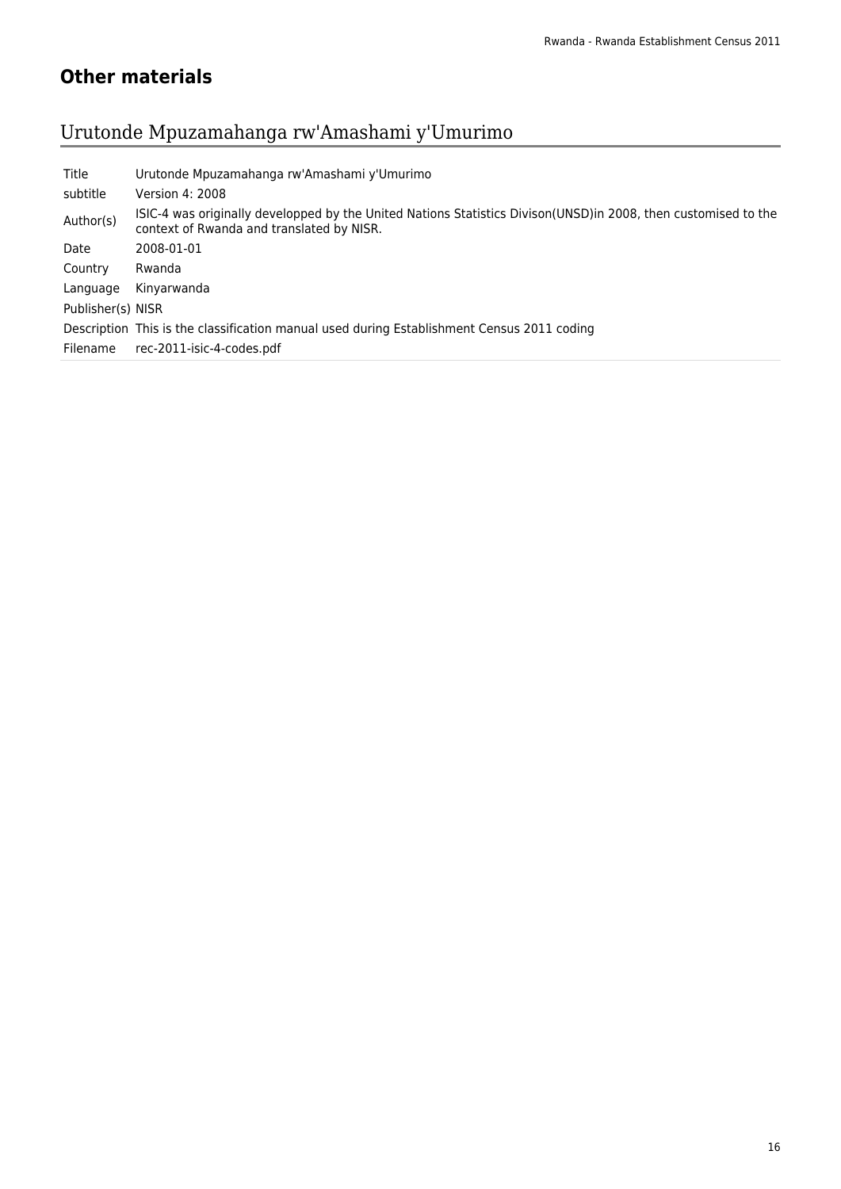## Other materials

### Urutonde Mpuzamahanga rw'Amashami y'Umurimo

| | |
|---|---|
| Title | Urutonde Mpuzamahanga rw'Amashami y'Umurimo |
| subtitle | Version 4: 2008 |
| Author(s) | ISIC-4 was originally developped by the United Nations Statistics Divison(UNSD)in 2008, then customised to the context of Rwanda and translated by NISR. |
| Date | 2008-01-01 |
| Country | Rwanda |
| Language | Kinyarwanda |
| Publisher(s) | NISR |
| Description | This is the classification manual used during Establishment Census 2011 coding |
| Filename | rec-2011-isic-4-codes.pdf |